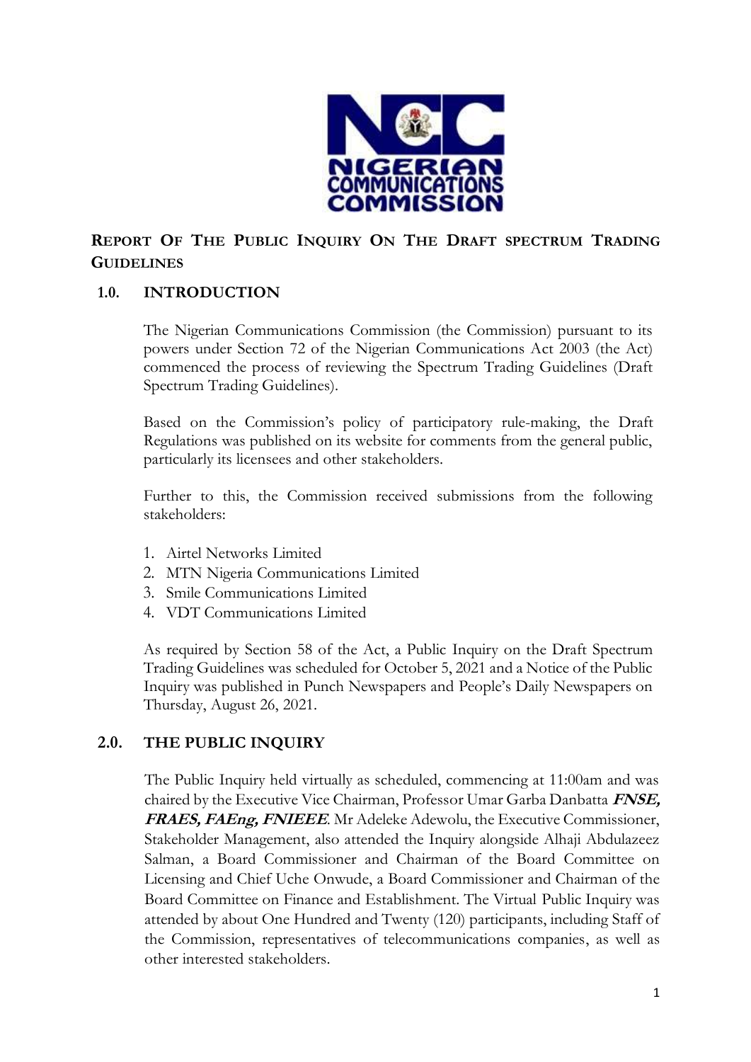# REPORT OF THE PUBLIC INQUIRY ON THE DRAFT SPECTRUM TRADING GUIDELINES

## 1.0. INTRODUCTION

The Nigerian Communications Commission (the Commission) pursuant to its powers under Section 72 of the Nigerian Communications Act 2003 (the Act) commenced the process of reviewing the Spectrum Trading Guidelines (Draft Spectrum Trading Guidelines).

Based on the Commission's policy of participatory rule-making, the Draft Regulations was published on its website for comments from the general public, particularly its licensees and other stakeholders.

Further to this, the Commission received submissions from the following stakeholders:

1. Airtel Networks Limited
2. MTN Nigeria Communications Limited
3. Smile Communications Limited
4. VDT Communications Limited

As required by Section 58 of the Act, a Public Inquiry on the Draft Spectrum Trading Guidelines was scheduled for October 5, 2021 and a Notice of the Public Inquiry was published in Punch Newspapers and People's Daily Newspapers on Thursday, August 26, 2021.

## 2.0. THE PUBLIC INQUIRY

The Public Inquiry held virtually as scheduled, commencing at 11:00am and was chaired by the Executive Vice Chairman, Professor Umar Garba Danbatta ***FNSE, FRAES, FAEng, FNIEEE***. Mr Adeleke Adewolu, the Executive Commissioner, Stakeholder Management, also attended the Inquiry alongside Alhaji Abdulazeez Salman, a Board Commissioner and Chairman of the Board Committee on Licensing and Chief Uche Onwude, a Board Commissioner and Chairman of the Board Committee on Finance and Establishment. The Virtual Public Inquiry was attended by about One Hundred and Twenty (120) participants, including Staff of the Commission, representatives of telecommunications companies, as well as other interested stakeholders.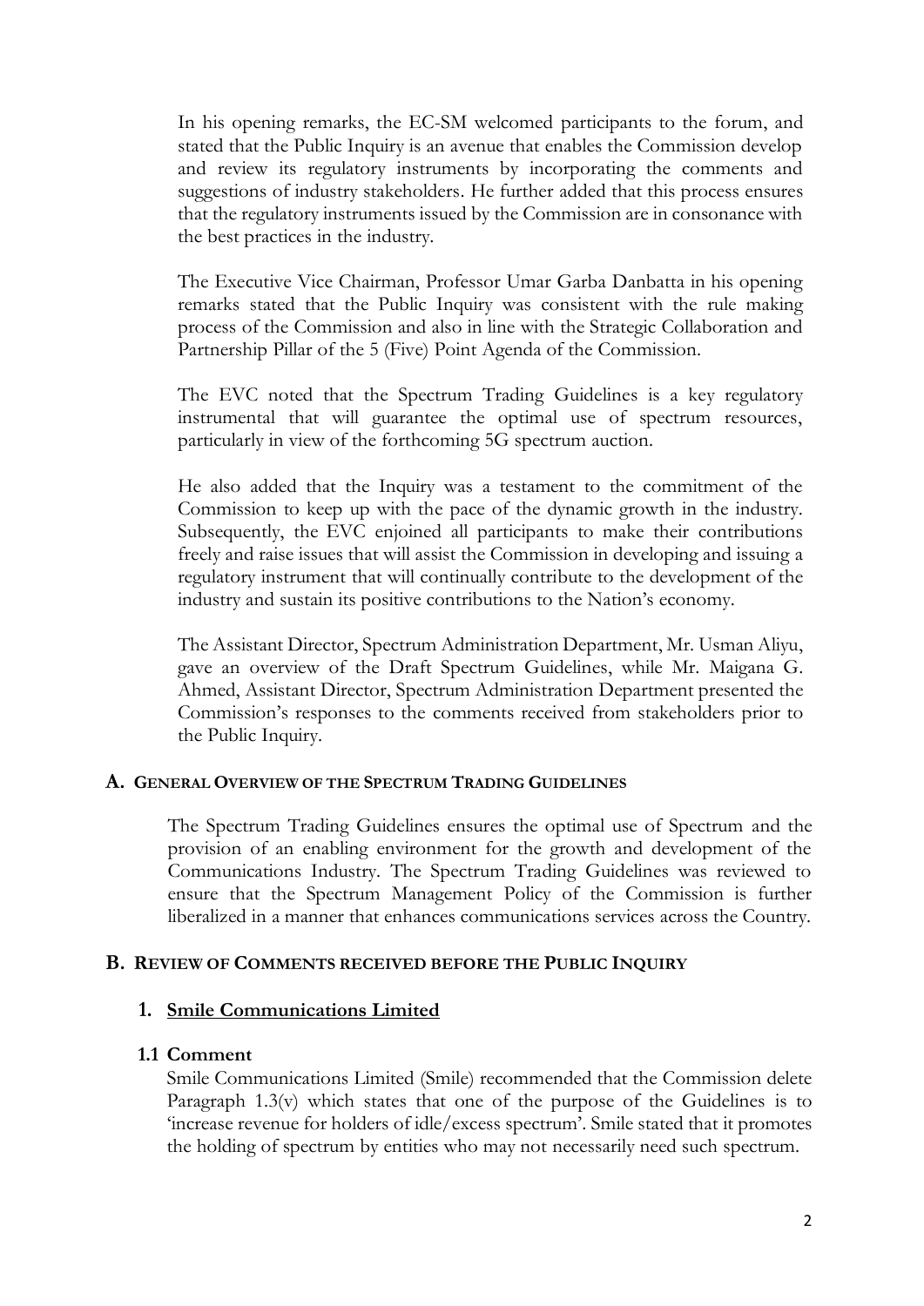In his opening remarks, the EC-SM welcomed participants to the forum, and stated that the Public Inquiry is an avenue that enables the Commission develop and review its regulatory instruments by incorporating the comments and suggestions of industry stakeholders. He further added that this process ensures that the regulatory instruments issued by the Commission are in consonance with the best practices in the industry.

The Executive Vice Chairman, Professor Umar Garba Danbatta in his opening remarks stated that the Public Inquiry was consistent with the rule making process of the Commission and also in line with the Strategic Collaboration and Partnership Pillar of the 5 (Five) Point Agenda of the Commission.

The EVC noted that the Spectrum Trading Guidelines is a key regulatory instrumental that will guarantee the optimal use of spectrum resources, particularly in view of the forthcoming 5G spectrum auction.

He also added that the Inquiry was a testament to the commitment of the Commission to keep up with the pace of the dynamic growth in the industry. Subsequently, the EVC enjoined all participants to make their contributions freely and raise issues that will assist the Commission in developing and issuing a regulatory instrument that will continually contribute to the development of the industry and sustain its positive contributions to the Nation's economy.

The Assistant Director, Spectrum Administration Department, Mr. Usman Aliyu, gave an overview of the Draft Spectrum Guidelines, while Mr. Maigana G. Ahmed, Assistant Director, Spectrum Administration Department presented the Commission's responses to the comments received from stakeholders prior to the Public Inquiry.

## A. General Overview of the Spectrum Trading Guidelines

The Spectrum Trading Guidelines ensures the optimal use of Spectrum and the provision of an enabling environment for the growth and development of the Communications Industry. The Spectrum Trading Guidelines was reviewed to ensure that the Spectrum Management Policy of the Commission is further liberalized in a manner that enhances communications services across the Country.

## B. Review of Comments received before the Public Inquiry

### 1. Smile Communications Limited

#### 1.1 Comment

Smile Communications Limited (Smile) recommended that the Commission delete Paragraph 1.3(v) which states that one of the purpose of the Guidelines is to 'increase revenue for holders of idle/excess spectrum'. Smile stated that it promotes the holding of spectrum by entities who may not necessarily need such spectrum.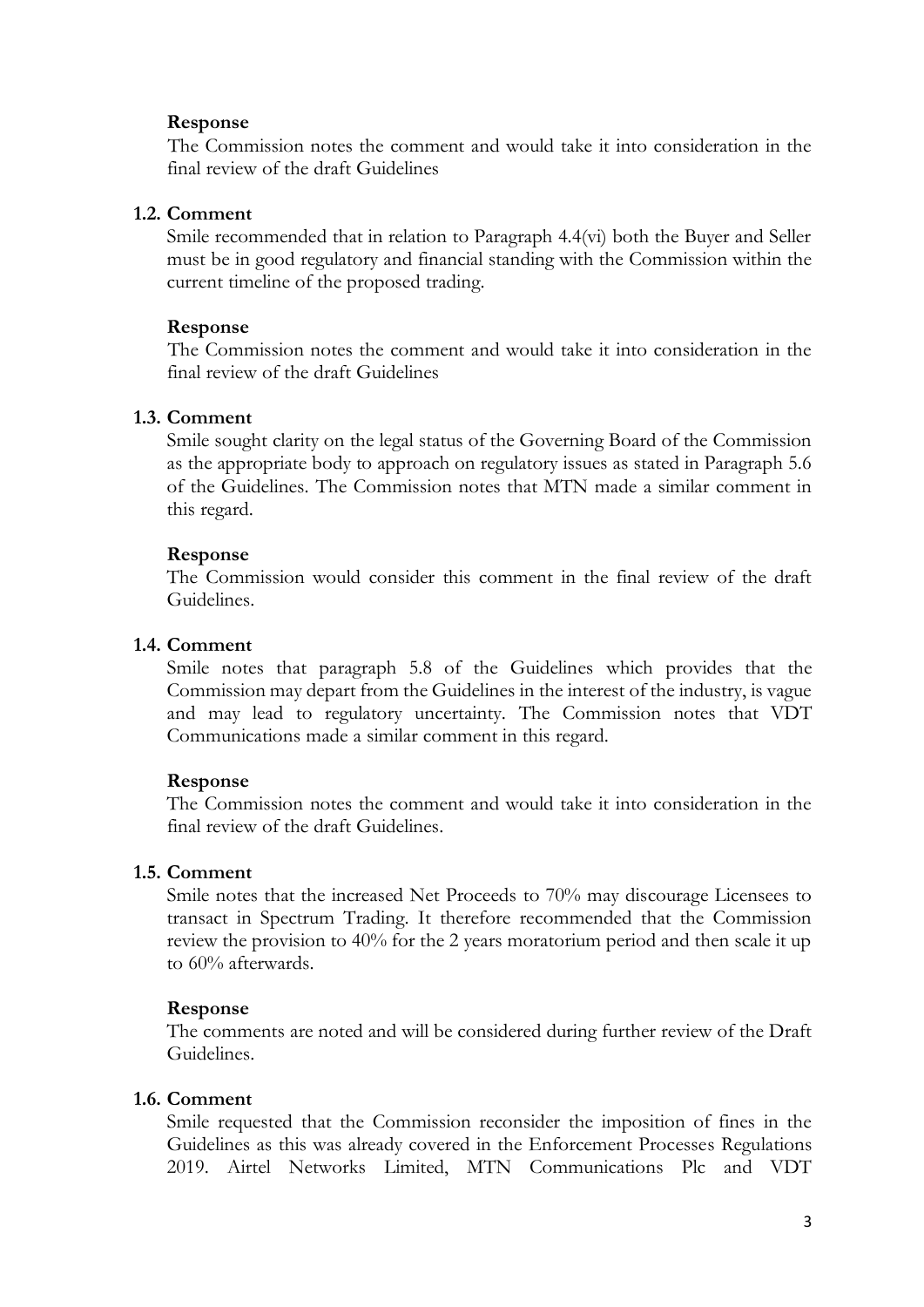**Response**

The Commission notes the comment and would take it into consideration in the final review of the draft Guidelines

**1.2. Comment**

Smile recommended that in relation to Paragraph 4.4(vi) both the Buyer and Seller must be in good regulatory and financial standing with the Commission within the current timeline of the proposed trading.

**Response**

The Commission notes the comment and would take it into consideration in the final review of the draft Guidelines

**1.3. Comment**

Smile sought clarity on the legal status of the Governing Board of the Commission as the appropriate body to approach on regulatory issues as stated in Paragraph 5.6 of the Guidelines. The Commission notes that MTN made a similar comment in this regard.

**Response**

The Commission would consider this comment in the final review of the draft Guidelines.

**1.4. Comment**

Smile notes that paragraph 5.8 of the Guidelines which provides that the Commission may depart from the Guidelines in the interest of the industry, is vague and may lead to regulatory uncertainty. The Commission notes that VDT Communications made a similar comment in this regard.

**Response**

The Commission notes the comment and would take it into consideration in the final review of the draft Guidelines.

**1.5. Comment**

Smile notes that the increased Net Proceeds to 70% may discourage Licensees to transact in Spectrum Trading. It therefore recommended that the Commission review the provision to 40% for the 2 years moratorium period and then scale it up to 60% afterwards.

**Response**

The comments are noted and will be considered during further review of the Draft Guidelines.

**1.6. Comment**

Smile requested that the Commission reconsider the imposition of fines in the Guidelines as this was already covered in the Enforcement Processes Regulations 2019. Airtel Networks Limited, MTN Communications Plc and VDT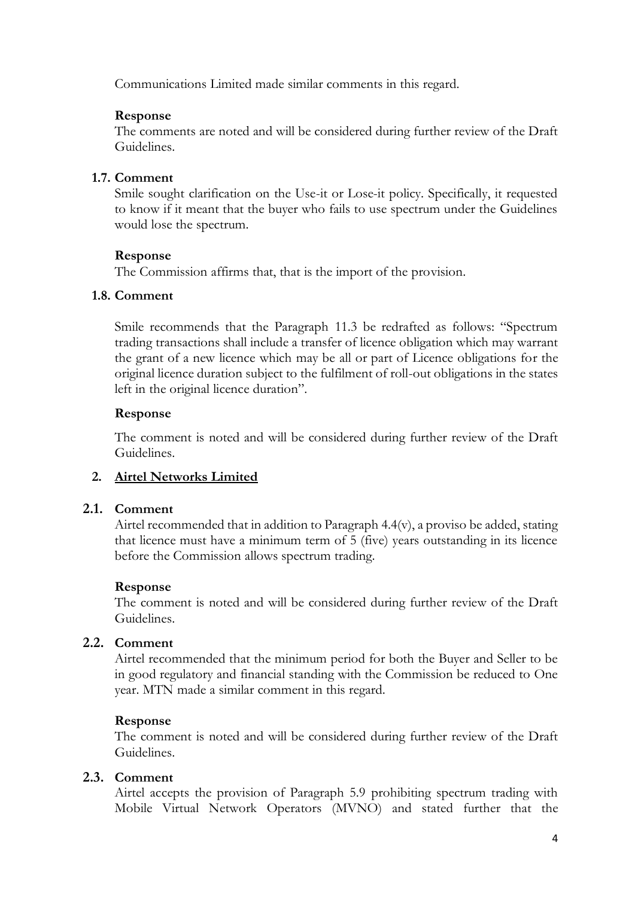Communications Limited made similar comments in this regard.

**Response**

The comments are noted and will be considered during further review of the Draft Guidelines.

**1.7. Comment**

Smile sought clarification on the Use-it or Lose-it policy. Specifically, it requested to know if it meant that the buyer who fails to use spectrum under the Guidelines would lose the spectrum.

**Response**

The Commission affirms that, that is the import of the provision.

**1.8. Comment**

Smile recommends that the Paragraph 11.3 be redrafted as follows: "Spectrum trading transactions shall include a transfer of licence obligation which may warrant the grant of a new licence which may be all or part of Licence obligations for the original licence duration subject to the fulfilment of roll-out obligations in the states left in the original licence duration".

**Response**

The comment is noted and will be considered during further review of the Draft Guidelines.

**2. <u>Airtel Networks Limited</u>**

**2.1. Comment**

Airtel recommended that in addition to Paragraph 4.4(v), a proviso be added, stating that licence must have a minimum term of 5 (five) years outstanding in its licence before the Commission allows spectrum trading.

**Response**

The comment is noted and will be considered during further review of the Draft Guidelines.

**2.2. Comment**

Airtel recommended that the minimum period for both the Buyer and Seller to be in good regulatory and financial standing with the Commission be reduced to One year. MTN made a similar comment in this regard.

**Response**

The comment is noted and will be considered during further review of the Draft Guidelines.

**2.3. Comment**

Airtel accepts the provision of Paragraph 5.9 prohibiting spectrum trading with Mobile Virtual Network Operators (MVNO) and stated further that the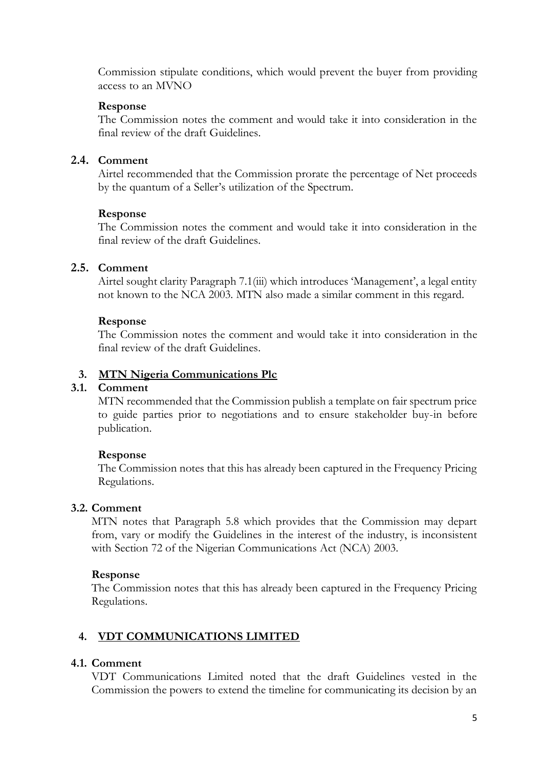Commission stipulate conditions, which would prevent the buyer from providing access to an MVNO

**Response**

The Commission notes the comment and would take it into consideration in the final review of the draft Guidelines.

**2.4. Comment**

Airtel recommended that the Commission prorate the percentage of Net proceeds by the quantum of a Seller's utilization of the Spectrum.

**Response**

The Commission notes the comment and would take it into consideration in the final review of the draft Guidelines.

**2.5. Comment**

Airtel sought clarity Paragraph 7.1(iii) which introduces 'Management', a legal entity not known to the NCA 2003. MTN also made a similar comment in this regard.

**Response**

The Commission notes the comment and would take it into consideration in the final review of the draft Guidelines.

## 3. MTN Nigeria Communications Plc

**3.1. Comment**

MTN recommended that the Commission publish a template on fair spectrum price to guide parties prior to negotiations and to ensure stakeholder buy-in before publication.

**Response**

The Commission notes that this has already been captured in the Frequency Pricing Regulations.

**3.2. Comment**

MTN notes that Paragraph 5.8 which provides that the Commission may depart from, vary or modify the Guidelines in the interest of the industry, is inconsistent with Section 72 of the Nigerian Communications Act (NCA) 2003.

**Response**

The Commission notes that this has already been captured in the Frequency Pricing Regulations.

## 4. VDT COMMUNICATIONS LIMITED

**4.1. Comment**

VDT Communications Limited noted that the draft Guidelines vested in the Commission the powers to extend the timeline for communicating its decision by an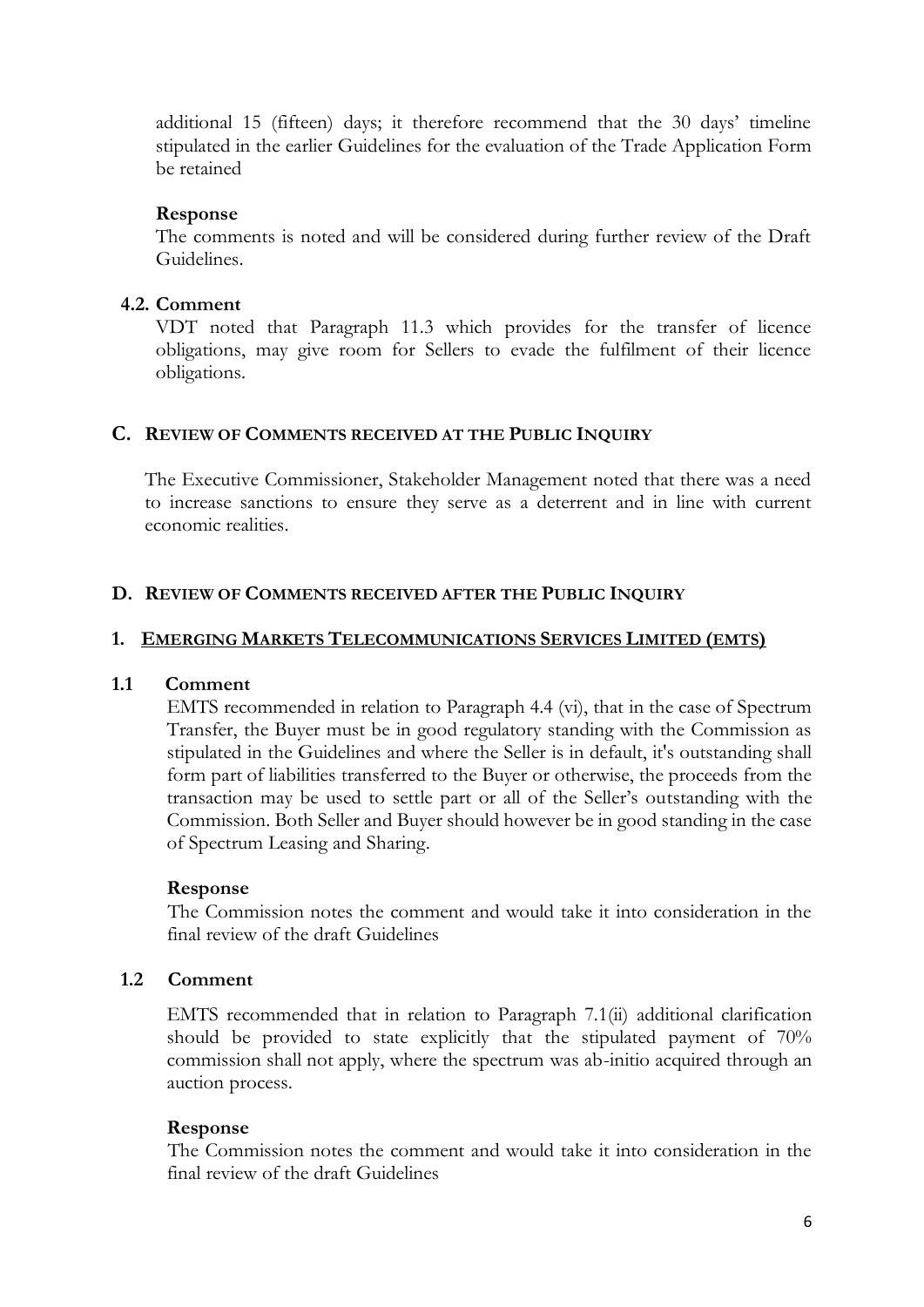additional 15 (fifteen) days; it therefore recommend that the 30 days' timeline stipulated in the earlier Guidelines for the evaluation of the Trade Application Form be retained

**Response**

The comments is noted and will be considered during further review of the Draft Guidelines.

**4.2. Comment**

VDT noted that Paragraph 11.3 which provides for the transfer of licence obligations, may give room for Sellers to evade the fulfilment of their licence obligations.

## C. REVIEW OF COMMENTS RECEIVED AT THE PUBLIC INQUIRY

The Executive Commissioner, Stakeholder Management noted that there was a need to increase sanctions to ensure they serve as a deterrent and in line with current economic realities.

## D. REVIEW OF COMMENTS RECEIVED AFTER THE PUBLIC INQUIRY

### 1. EMERGING MARKETS TELECOMMUNICATIONS SERVICES LIMITED (EMTS)

**1.1 Comment**

EMTS recommended in relation to Paragraph 4.4 (vi), that in the case of Spectrum Transfer, the Buyer must be in good regulatory standing with the Commission as stipulated in the Guidelines and where the Seller is in default, it's outstanding shall form part of liabilities transferred to the Buyer or otherwise, the proceeds from the transaction may be used to settle part or all of the Seller's outstanding with the Commission. Both Seller and Buyer should however be in good standing in the case of Spectrum Leasing and Sharing.

**Response**

The Commission notes the comment and would take it into consideration in the final review of the draft Guidelines

**1.2 Comment**

EMTS recommended that in relation to Paragraph 7.1(ii) additional clarification should be provided to state explicitly that the stipulated payment of 70% commission shall not apply, where the spectrum was ab-initio acquired through an auction process.

**Response**

The Commission notes the comment and would take it into consideration in the final review of the draft Guidelines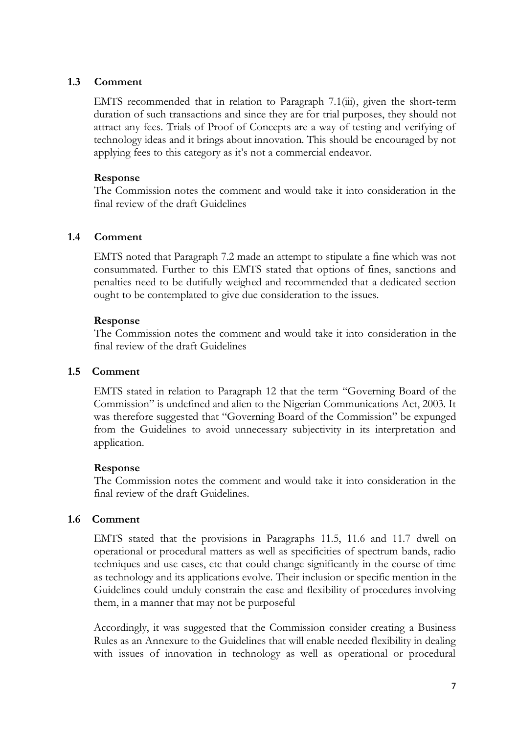### 1.3 Comment

EMTS recommended that in relation to Paragraph 7.1(iii), given the short-term duration of such transactions and since they are for trial purposes, they should not attract any fees. Trials of Proof of Concepts are a way of testing and verifying of technology ideas and it brings about innovation. This should be encouraged by not applying fees to this category as it's not a commercial endeavor.

**Response**

The Commission notes the comment and would take it into consideration in the final review of the draft Guidelines

### 1.4 Comment

EMTS noted that Paragraph 7.2 made an attempt to stipulate a fine which was not consummated. Further to this EMTS stated that options of fines, sanctions and penalties need to be dutifully weighed and recommended that a dedicated section ought to be contemplated to give due consideration to the issues.

**Response**

The Commission notes the comment and would take it into consideration in the final review of the draft Guidelines

### 1.5 Comment

EMTS stated in relation to Paragraph 12 that the term "Governing Board of the Commission" is undefined and alien to the Nigerian Communications Act, 2003. It was therefore suggested that "Governing Board of the Commission" be expunged from the Guidelines to avoid unnecessary subjectivity in its interpretation and application.

**Response**

The Commission notes the comment and would take it into consideration in the final review of the draft Guidelines.

### 1.6 Comment

EMTS stated that the provisions in Paragraphs 11.5, 11.6 and 11.7 dwell on operational or procedural matters as well as specificities of spectrum bands, radio techniques and use cases, etc that could change significantly in the course of time as technology and its applications evolve. Their inclusion or specific mention in the Guidelines could unduly constrain the ease and flexibility of procedures involving them, in a manner that may not be purposeful

Accordingly, it was suggested that the Commission consider creating a Business Rules as an Annexure to the Guidelines that will enable needed flexibility in dealing with issues of innovation in technology as well as operational or procedural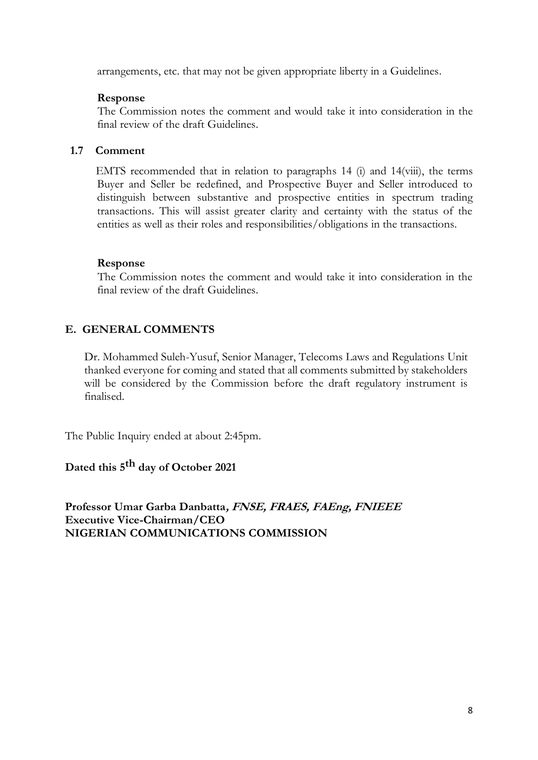arrangements, etc. that may not be given appropriate liberty in a Guidelines.

**Response**

The Commission notes the comment and would take it into consideration in the final review of the draft Guidelines.

**1.7 Comment**

EMTS recommended that in relation to paragraphs 14 (i) and 14(viii), the terms Buyer and Seller be redefined, and Prospective Buyer and Seller introduced to distinguish between substantive and prospective entities in spectrum trading transactions. This will assist greater clarity and certainty with the status of the entities as well as their roles and responsibilities/obligations in the transactions.

**Response**

The Commission notes the comment and would take it into consideration in the final review of the draft Guidelines.

## E. GENERAL COMMENTS

Dr. Mohammed Suleh-Yusuf, Senior Manager, Telecoms Laws and Regulations Unit thanked everyone for coming and stated that all comments submitted by stakeholders will be considered by the Commission before the draft regulatory instrument is finalised.

The Public Inquiry ended at about 2:45pm.

**Dated this 5th day of October 2021**

**Professor Umar Garba Danbatta, *FNSE, FRAES, FAEng, FNIEEE***
**Executive Vice-Chairman/CEO**
**NIGERIAN COMMUNICATIONS COMMISSION**